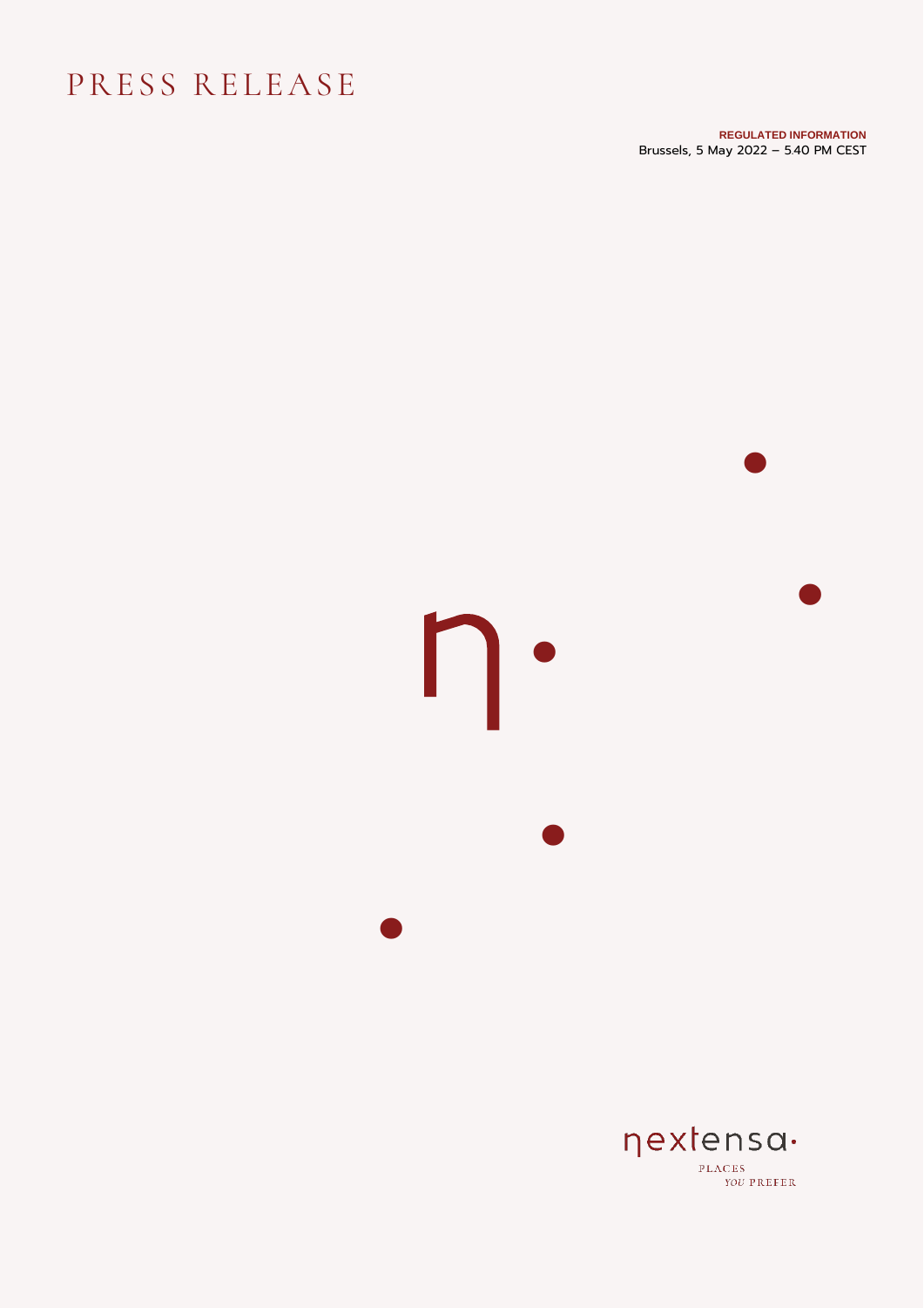# PRESS RELEASE

**REGULATED INFORMATION**
Brussels, 5 May 2022 – 5.40 PM CEST

nextensa·

PLACES
*YOU* PREFER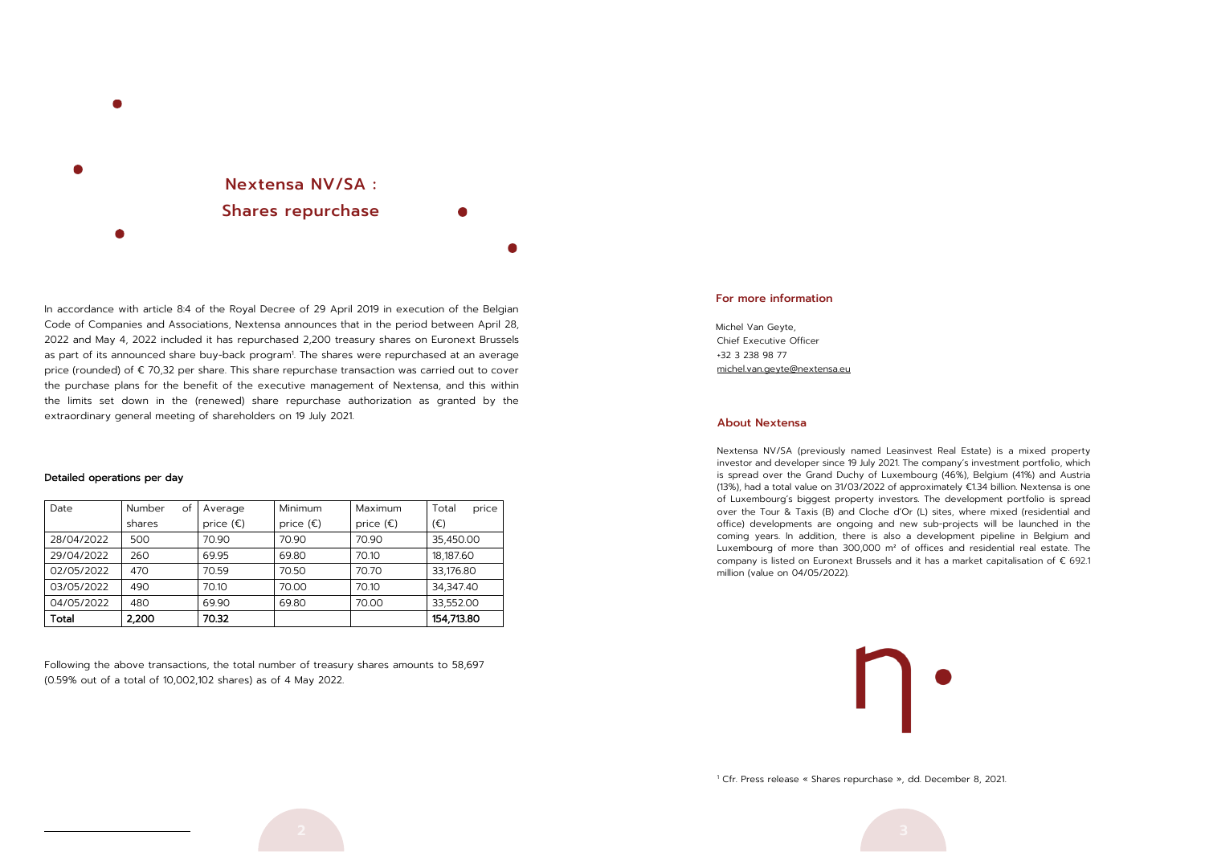# Nextensa NV/SA : Shares repurchase

In accordance with article 8:4 of the Royal Decree of 29 April 2019 in execution of the Belgian Code of Companies and Associations, Nextensa announces that in the period between April 28, 2022 and May 4, 2022 included it has repurchased 2,200 treasury shares on Euronext Brussels as part of its announced share buy-back program[1]. The shares were repurchased at an average price (rounded) of € 70,32 per share. This share repurchase transaction was carried out to cover the purchase plans for the benefit of the executive management of Nextensa, and this within the limits set down in the (renewed) share repurchase authorization as granted by the extraordinary general meeting of shareholders on 19 July 2021.

**Detailed operations per day**

| Date | Number of shares | Average price (€) | Minimum price (€) | Maximum price (€) | Total price (€) |
|---|---|---|---|---|---|
| 28/04/2022 | 500 | 70.90 | 70.90 | 70.90 | 35,450.00 |
| 29/04/2022 | 260 | 69.95 | 69.80 | 70.10 | 18,187.60 |
| 02/05/2022 | 470 | 70.59 | 70.50 | 70.70 | 33,176.80 |
| 03/05/2022 | 490 | 70.10 | 70.00 | 70.10 | 34,347.40 |
| 04/05/2022 | 480 | 69.90 | 69.80 | 70.00 | 33,552.00 |
| **Total** | **2,200** | **70.32** | | | **154,713.80** |

Following the above transactions, the total number of treasury shares amounts to 58,697 (0.59% out of a total of 10,002,102 shares) as of 4 May 2022.

## For more information

Michel Van Geyte,
Chief Executive Officer
+32 3 238 98 77
michel.van.geyte@nextensa.eu

## About Nextensa

Nextensa NV/SA (previously named Leasinvest Real Estate) is a mixed property investor and developer since 19 July 2021. The company's investment portfolio, which is spread over the Grand Duchy of Luxembourg (46%), Belgium (41%) and Austria (13%), had a total value on 31/03/2022 of approximately €1.34 billion. Nextensa is one of Luxembourg's biggest property investors. The development portfolio is spread over the Tour & Taxis (B) and Cloche d'Or (L) sites, where mixed (residential and office) developments are ongoing and new sub-projects will be launched in the coming years. In addition, there is also a development pipeline in Belgium and Luxembourg of more than 300,000 m² of offices and residential real estate. The company is listed on Euronext Brussels and it has a market capitalisation of € 692.1 million (value on 04/05/2022).

[1] Cfr. Press release « Shares repurchase », dd. December 8, 2021.